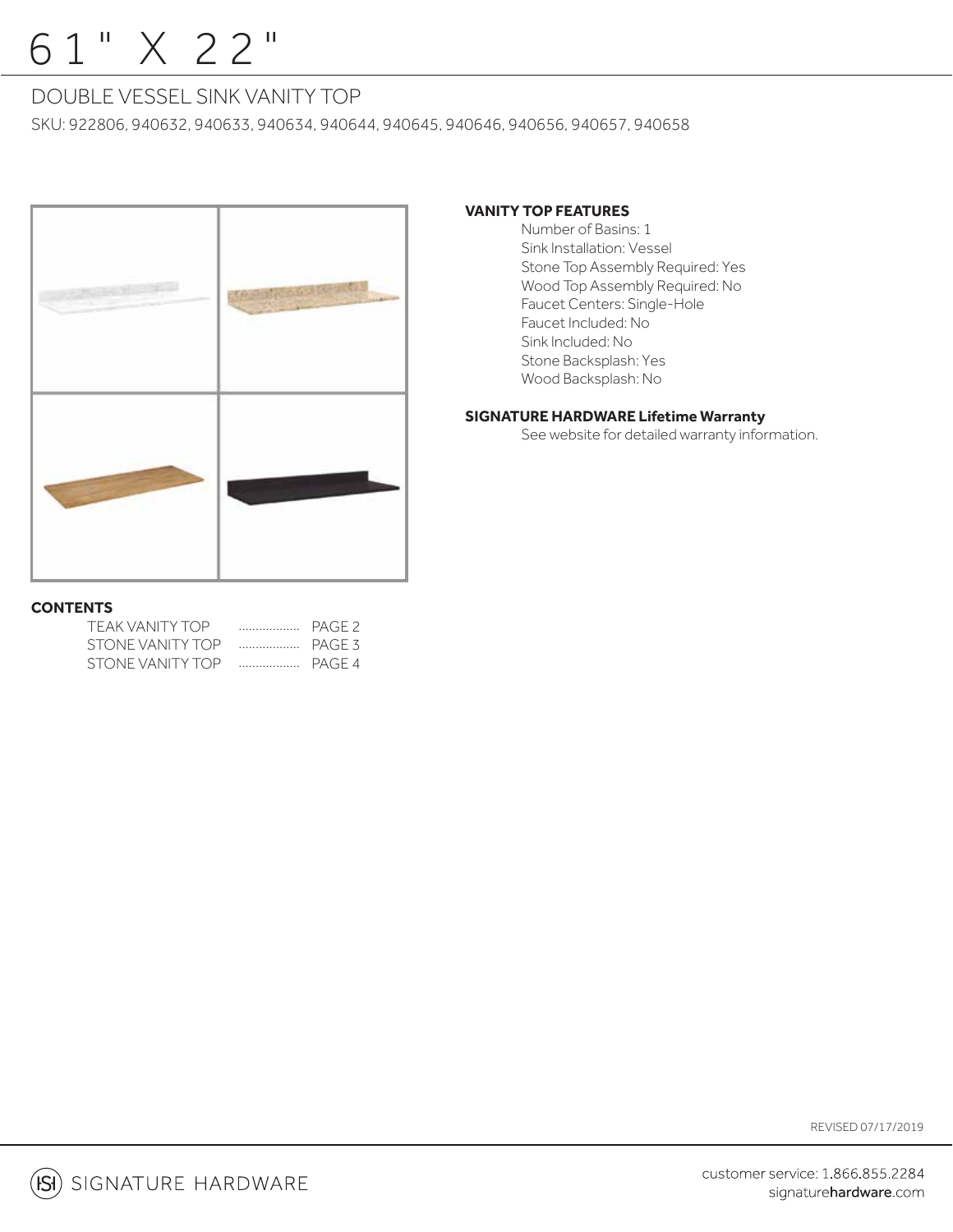# 61" X 22"

## DOUBLE VESSEL SINK VANITY TOP

SKU: 922806, 940632, 940633, 940634, 940644, 940645, 940646, 940656, 940657, 940658

**VANITY TOP FEATURES**

- Number of Basins: 1
- Sink Installation: Vessel
- Stone Top Assembly Required: Yes
- Wood Top Assembly Required: No
- Faucet Centers: Single-Hole
- Faucet Included: No
- Sink Included: No
- Stone Backsplash: Yes
- Wood Backsplash: No

**SIGNATURE HARDWARE Lifetime Warranty**

See website for detailed warranty information.

**CONTENTS**

| | |
|---|---|
| TEAK VANITY TOP | PAGE 2 |
| STONE VANITY TOP | PAGE 3 |
| STONE VANITY TOP | PAGE 4 |

REVISED 07/17/2019

SIGNATURE HARDWARE

customer service: 1.866.855.2284
signaturehardware.com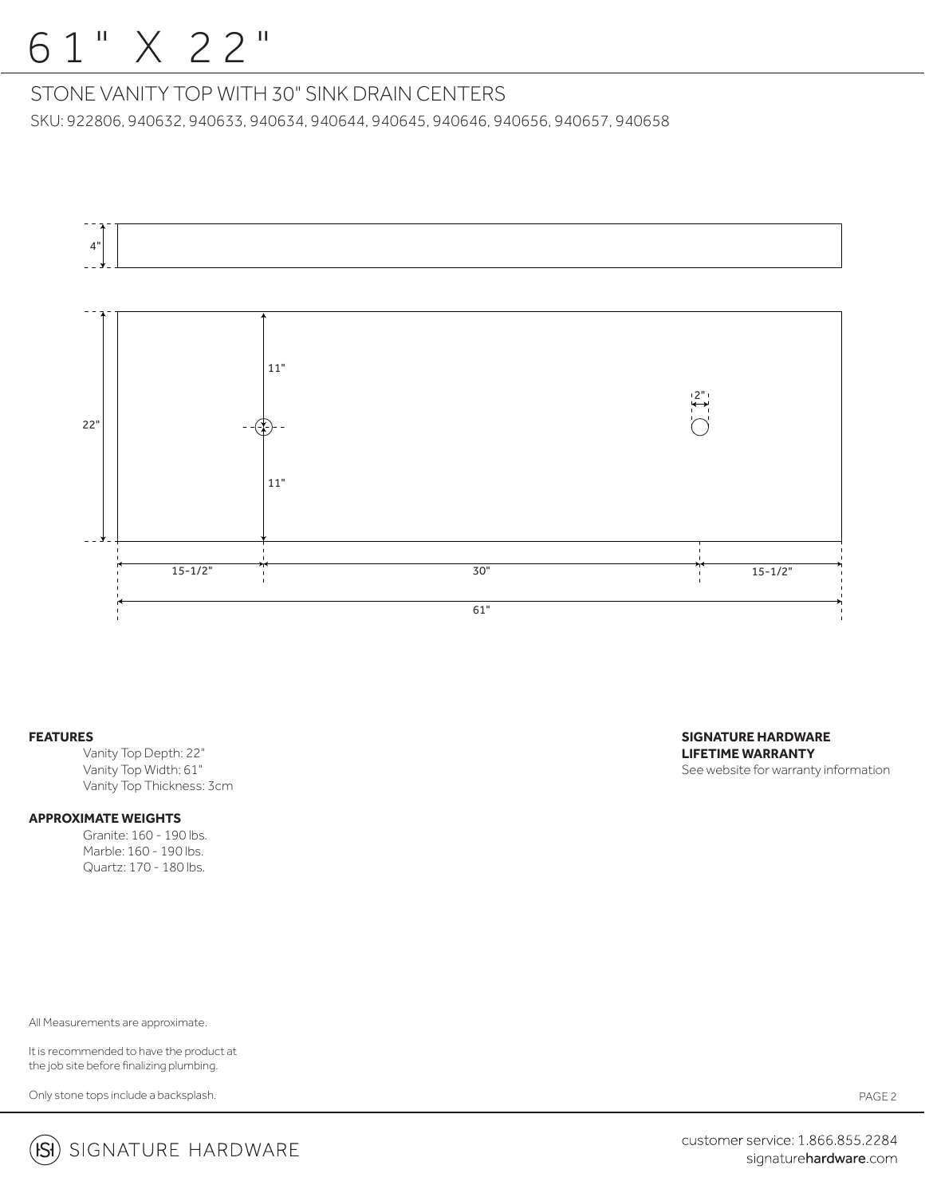# 61" X 22"

## STONE VANITY TOP WITH 30" SINK DRAIN CENTERS

SKU: 922806, 940632, 940633, 940634, 940644, 940645, 940646, 940656, 940657, 940658

4"

22"

11"

11"

2"

15-1/2"

30"

15-1/2"

61"

**FEATURES**

Vanity Top Depth: 22"
Vanity Top Width: 61"
Vanity Top Thickness: 3cm

**APPROXIMATE WEIGHTS**

Granite: 160 - 190 lbs.
Marble: 160 - 190 lbs.
Quartz: 170 - 180 lbs.

**SIGNATURE HARDWARE LIFETIME WARRANTY**

See website for warranty information

All Measurements are approximate.

It is recommended to have the product at the job site before finalizing plumbing.

Only stone tops include a backsplash.

SIGNATURE HARDWARE

customer service: 1.866.855.2284
signaturehardware.com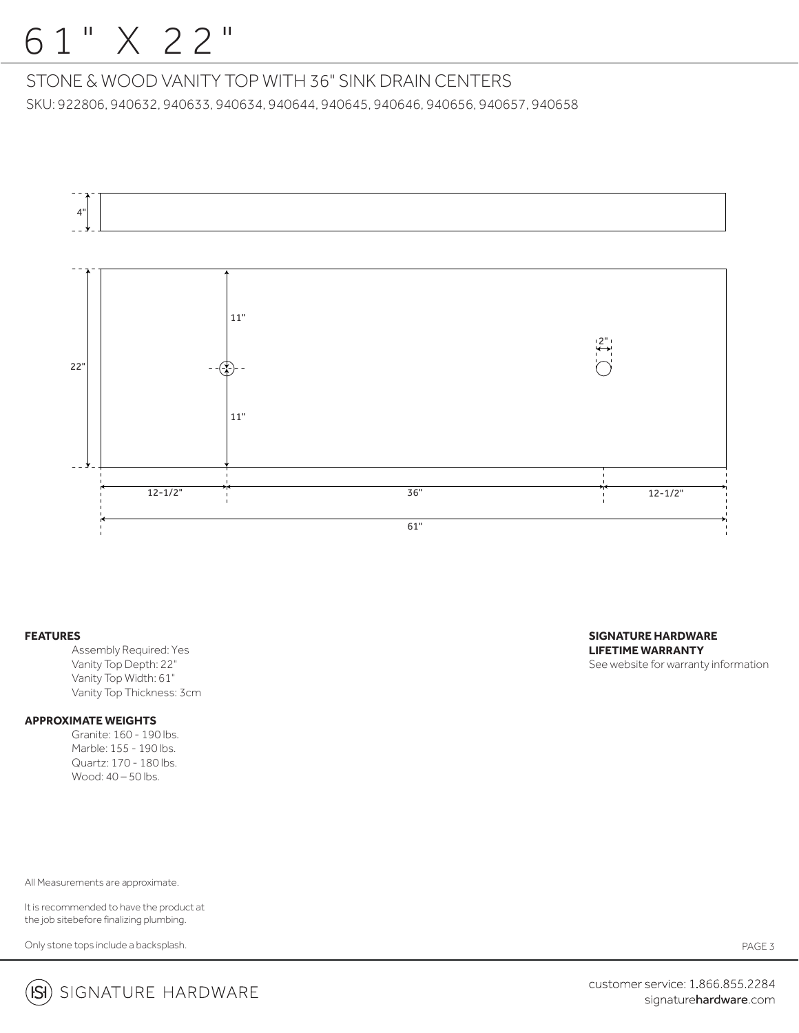# 61" X 22"

## STONE & WOOD VANITY TOP WITH 36" SINK DRAIN CENTERS

SKU: 922806, 940632, 940633, 940634, 940644, 940645, 940646, 940656, 940657, 940658

4"

22"

11"

11"

2"

12-1/2"

36"

12-1/2"

61"

**FEATURES**

Assembly Required: Yes
Vanity Top Depth: 22"
Vanity Top Width: 61"
Vanity Top Thickness: 3cm

**APPROXIMATE WEIGHTS**

Granite: 160 - 190 lbs.
Marble: 155 - 190 lbs.
Quartz: 170 - 180 lbs.
Wood: 40 – 50 lbs.

**SIGNATURE HARDWARE LIFETIME WARRANTY**

See website for warranty information

All Measurements are approximate.

It is recommended to have the product at the job sitebefore finalizing plumbing.

Only stone tops include a backsplash.

SIGNATURE HARDWARE

customer service: 1.866.855.2284
signaturehardware.com